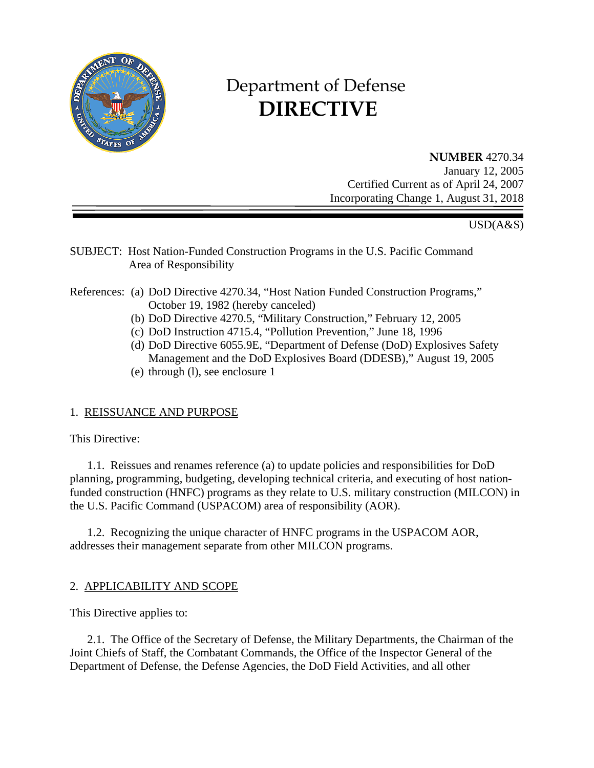# Department of Defense
# DIRECTIVE

**NUMBER** 4270.34
January 12, 2005
Certified Current as of April 24, 2007
Incorporating Change 1, August 31, 2018

USD(A&S)

SUBJECT: Host Nation-Funded Construction Programs in the U.S. Pacific Command Area of Responsibility

References:
(a) DoD Directive 4270.34, "Host Nation Funded Construction Programs," October 19, 1982 (hereby canceled)
(b) DoD Directive 4270.5, "Military Construction," February 12, 2005
(c) DoD Instruction 4715.4, "Pollution Prevention," June 18, 1996
(d) DoD Directive 6055.9E, "Department of Defense (DoD) Explosives Safety Management and the DoD Explosives Board (DDESB)," August 19, 2005
(e) through (l), see enclosure 1

## 1. REISSUANCE AND PURPOSE

This Directive:

1.1. Reissues and renames reference (a) to update policies and responsibilities for DoD planning, programming, budgeting, developing technical criteria, and executing of host nation-funded construction (HNFC) programs as they relate to U.S. military construction (MILCON) in the U.S. Pacific Command (USPACOM) area of responsibility (AOR).

1.2. Recognizing the unique character of HNFC programs in the USPACOM AOR, addresses their management separate from other MILCON programs.

## 2. APPLICABILITY AND SCOPE

This Directive applies to:

2.1. The Office of the Secretary of Defense, the Military Departments, the Chairman of the Joint Chiefs of Staff, the Combatant Commands, the Office of the Inspector General of the Department of Defense, the Defense Agencies, the DoD Field Activities, and all other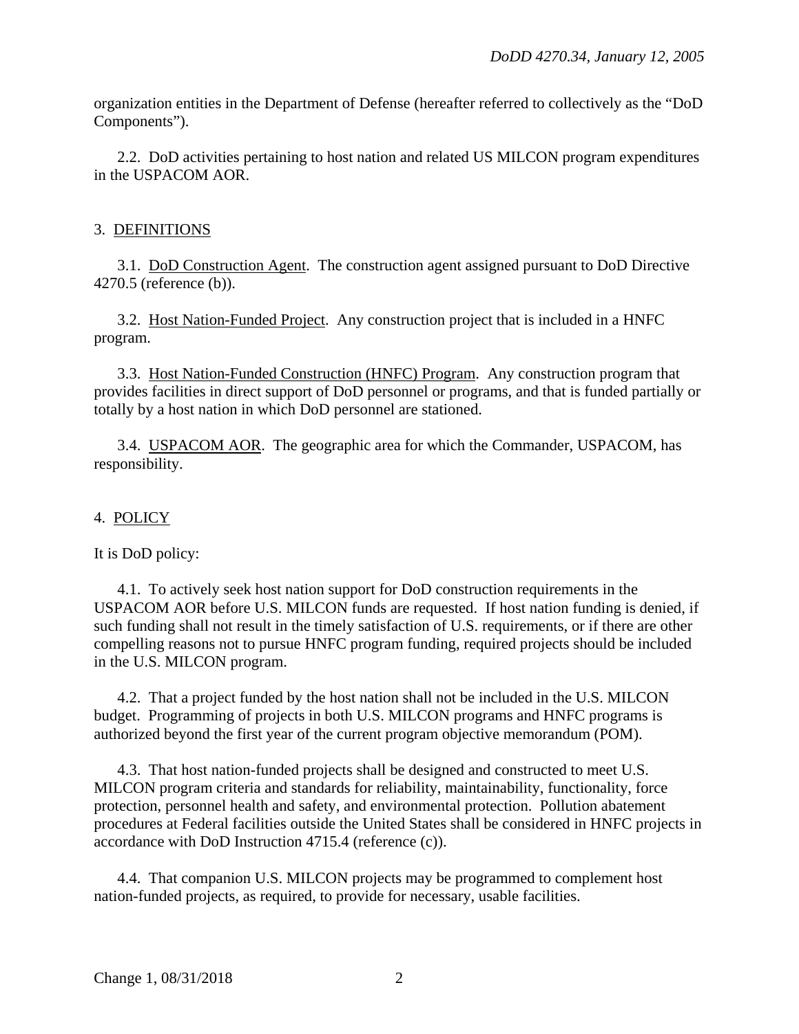organization entities in the Department of Defense (hereafter referred to collectively as the "DoD Components").

2.2. DoD activities pertaining to host nation and related US MILCON program expenditures in the USPACOM AOR.

## 3. DEFINITIONS

3.1. DoD Construction Agent. The construction agent assigned pursuant to DoD Directive 4270.5 (reference (b)).

3.2. Host Nation-Funded Project. Any construction project that is included in a HNFC program.

3.3. Host Nation-Funded Construction (HNFC) Program. Any construction program that provides facilities in direct support of DoD personnel or programs, and that is funded partially or totally by a host nation in which DoD personnel are stationed.

3.4. USPACOM AOR. The geographic area for which the Commander, USPACOM, has responsibility.

## 4. POLICY

It is DoD policy:

4.1. To actively seek host nation support for DoD construction requirements in the USPACOM AOR before U.S. MILCON funds are requested. If host nation funding is denied, if such funding shall not result in the timely satisfaction of U.S. requirements, or if there are other compelling reasons not to pursue HNFC program funding, required projects should be included in the U.S. MILCON program.

4.2. That a project funded by the host nation shall not be included in the U.S. MILCON budget. Programming of projects in both U.S. MILCON programs and HNFC programs is authorized beyond the first year of the current program objective memorandum (POM).

4.3. That host nation-funded projects shall be designed and constructed to meet U.S. MILCON program criteria and standards for reliability, maintainability, functionality, force protection, personnel health and safety, and environmental protection. Pollution abatement procedures at Federal facilities outside the United States shall be considered in HNFC projects in accordance with DoD Instruction 4715.4 (reference (c)).

4.4. That companion U.S. MILCON projects may be programmed to complement host nation-funded projects, as required, to provide for necessary, usable facilities.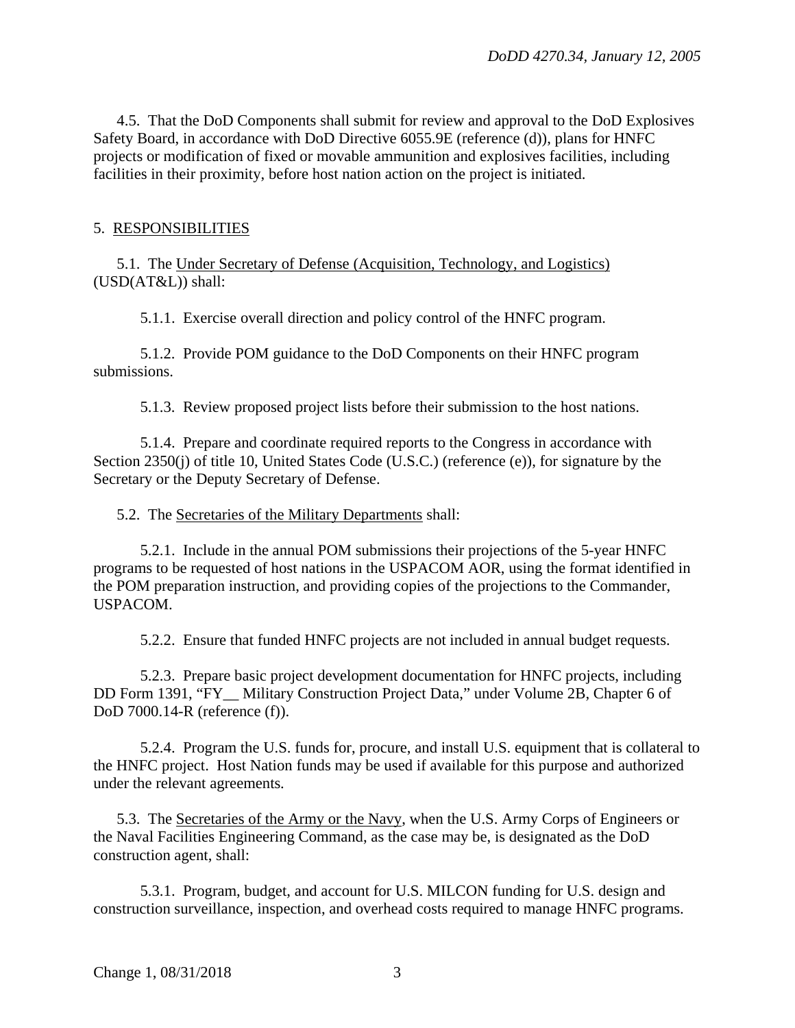4.5. That the DoD Components shall submit for review and approval to the DoD Explosives Safety Board, in accordance with DoD Directive 6055.9E (reference (d)), plans for HNFC projects or modification of fixed or movable ammunition and explosives facilities, including facilities in their proximity, before host nation action on the project is initiated.

## 5. RESPONSIBILITIES

5.1. The Under Secretary of Defense (Acquisition, Technology, and Logistics) (USD(AT&L)) shall:

5.1.1. Exercise overall direction and policy control of the HNFC program.

5.1.2. Provide POM guidance to the DoD Components on their HNFC program submissions.

5.1.3. Review proposed project lists before their submission to the host nations.

5.1.4. Prepare and coordinate required reports to the Congress in accordance with Section 2350(j) of title 10, United States Code (U.S.C.) (reference (e)), for signature by the Secretary or the Deputy Secretary of Defense.

5.2. The Secretaries of the Military Departments shall:

5.2.1. Include in the annual POM submissions their projections of the 5-year HNFC programs to be requested of host nations in the USPACOM AOR, using the format identified in the POM preparation instruction, and providing copies of the projections to the Commander, USPACOM.

5.2.2. Ensure that funded HNFC projects are not included in annual budget requests.

5.2.3. Prepare basic project development documentation for HNFC projects, including DD Form 1391, "FY__ Military Construction Project Data," under Volume 2B, Chapter 6 of DoD 7000.14-R (reference (f)).

5.2.4. Program the U.S. funds for, procure, and install U.S. equipment that is collateral to the HNFC project. Host Nation funds may be used if available for this purpose and authorized under the relevant agreements.

5.3. The Secretaries of the Army or the Navy, when the U.S. Army Corps of Engineers or the Naval Facilities Engineering Command, as the case may be, is designated as the DoD construction agent, shall:

5.3.1. Program, budget, and account for U.S. MILCON funding for U.S. design and construction surveillance, inspection, and overhead costs required to manage HNFC programs.

Change 1, 08/31/2018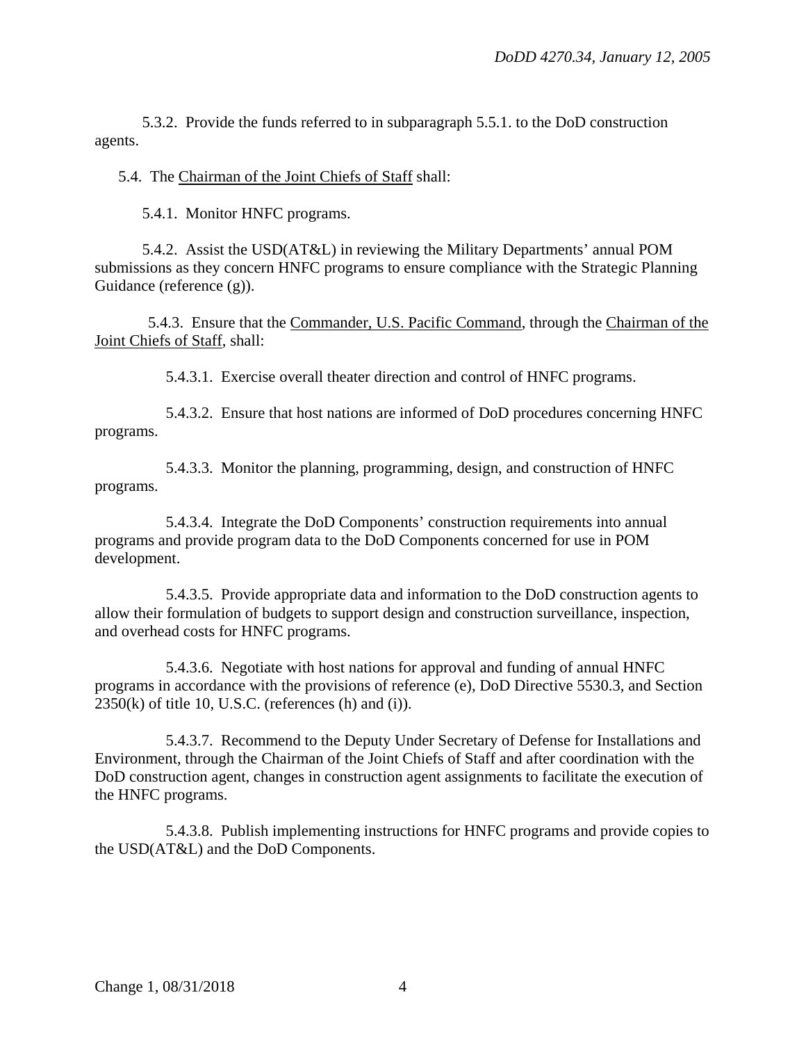5.3.2. Provide the funds referred to in subparagraph 5.5.1. to the DoD construction agents.

5.4. The Chairman of the Joint Chiefs of Staff shall:

5.4.1. Monitor HNFC programs.

5.4.2. Assist the USD(AT&L) in reviewing the Military Departments' annual POM submissions as they concern HNFC programs to ensure compliance with the Strategic Planning Guidance (reference (g)).

5.4.3. Ensure that the Commander, U.S. Pacific Command, through the Chairman of the Joint Chiefs of Staff, shall:

5.4.3.1. Exercise overall theater direction and control of HNFC programs.

5.4.3.2. Ensure that host nations are informed of DoD procedures concerning HNFC programs.

5.4.3.3. Monitor the planning, programming, design, and construction of HNFC programs.

5.4.3.4. Integrate the DoD Components' construction requirements into annual programs and provide program data to the DoD Components concerned for use in POM development.

5.4.3.5. Provide appropriate data and information to the DoD construction agents to allow their formulation of budgets to support design and construction surveillance, inspection, and overhead costs for HNFC programs.

5.4.3.6. Negotiate with host nations for approval and funding of annual HNFC programs in accordance with the provisions of reference (e), DoD Directive 5530.3, and Section 2350(k) of title 10, U.S.C. (references (h) and (i)).

5.4.3.7. Recommend to the Deputy Under Secretary of Defense for Installations and Environment, through the Chairman of the Joint Chiefs of Staff and after coordination with the DoD construction agent, changes in construction agent assignments to facilitate the execution of the HNFC programs.

5.4.3.8. Publish implementing instructions for HNFC programs and provide copies to the USD(AT&L) and the DoD Components.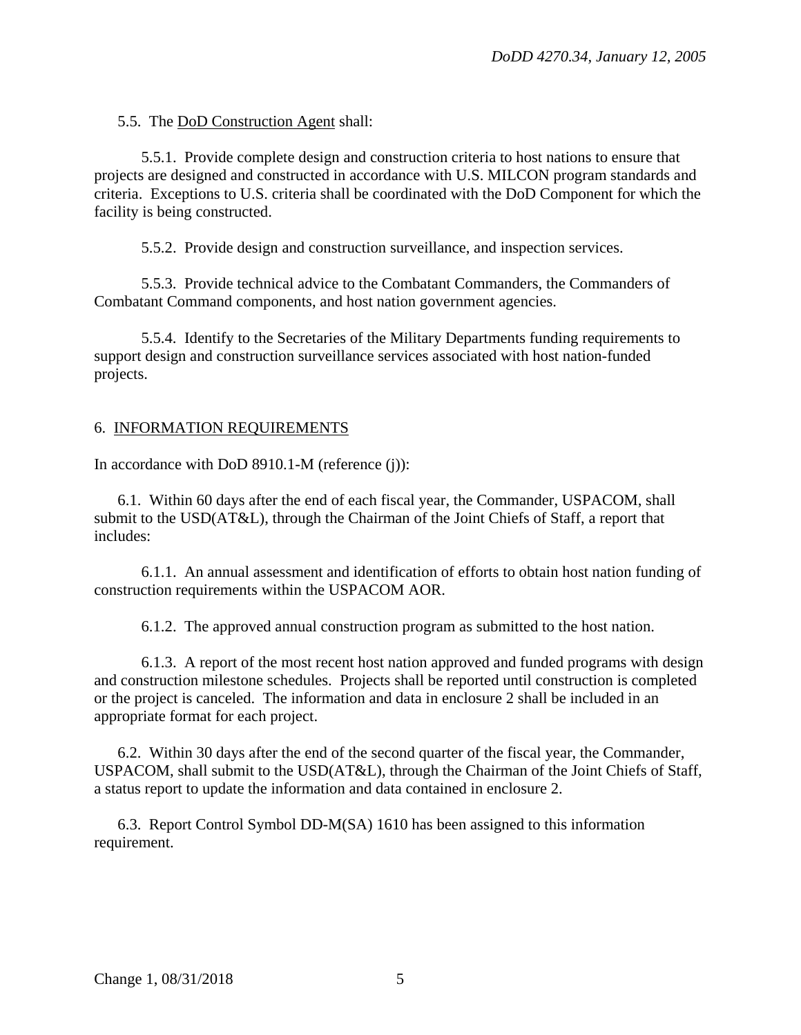5.5. The DoD Construction Agent shall:

5.5.1. Provide complete design and construction criteria to host nations to ensure that projects are designed and constructed in accordance with U.S. MILCON program standards and criteria. Exceptions to U.S. criteria shall be coordinated with the DoD Component for which the facility is being constructed.

5.5.2. Provide design and construction surveillance, and inspection services.

5.5.3. Provide technical advice to the Combatant Commanders, the Commanders of Combatant Command components, and host nation government agencies.

5.5.4. Identify to the Secretaries of the Military Departments funding requirements to support design and construction surveillance services associated with host nation-funded projects.

## 6. INFORMATION REQUIREMENTS

In accordance with DoD 8910.1-M (reference (j)):

6.1. Within 60 days after the end of each fiscal year, the Commander, USPACOM, shall submit to the USD(AT&L), through the Chairman of the Joint Chiefs of Staff, a report that includes:

6.1.1. An annual assessment and identification of efforts to obtain host nation funding of construction requirements within the USPACOM AOR.

6.1.2. The approved annual construction program as submitted to the host nation.

6.1.3. A report of the most recent host nation approved and funded programs with design and construction milestone schedules. Projects shall be reported until construction is completed or the project is canceled. The information and data in enclosure 2 shall be included in an appropriate format for each project.

6.2. Within 30 days after the end of the second quarter of the fiscal year, the Commander, USPACOM, shall submit to the USD(AT&L), through the Chairman of the Joint Chiefs of Staff, a status report to update the information and data contained in enclosure 2.

6.3. Report Control Symbol DD-M(SA) 1610 has been assigned to this information requirement.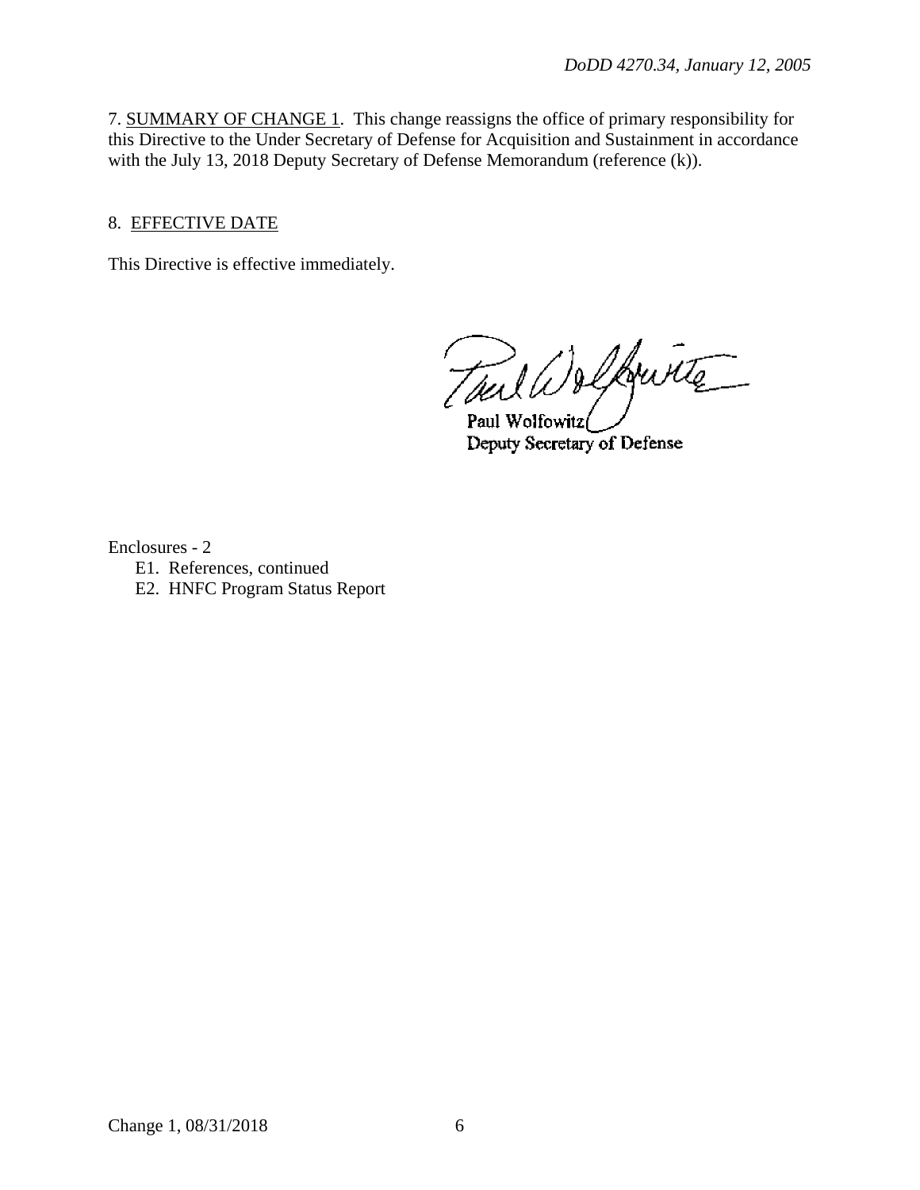7. SUMMARY OF CHANGE 1. This change reassigns the office of primary responsibility for this Directive to the Under Secretary of Defense for Acquisition and Sustainment in accordance with the July 13, 2018 Deputy Secretary of Defense Memorandum (reference (k)).

8. EFFECTIVE DATE

This Directive is effective immediately.

Paul Wolfowitz
Deputy Secretary of Defense

Enclosures - 2
- E1. References, continued
- E2. HNFC Program Status Report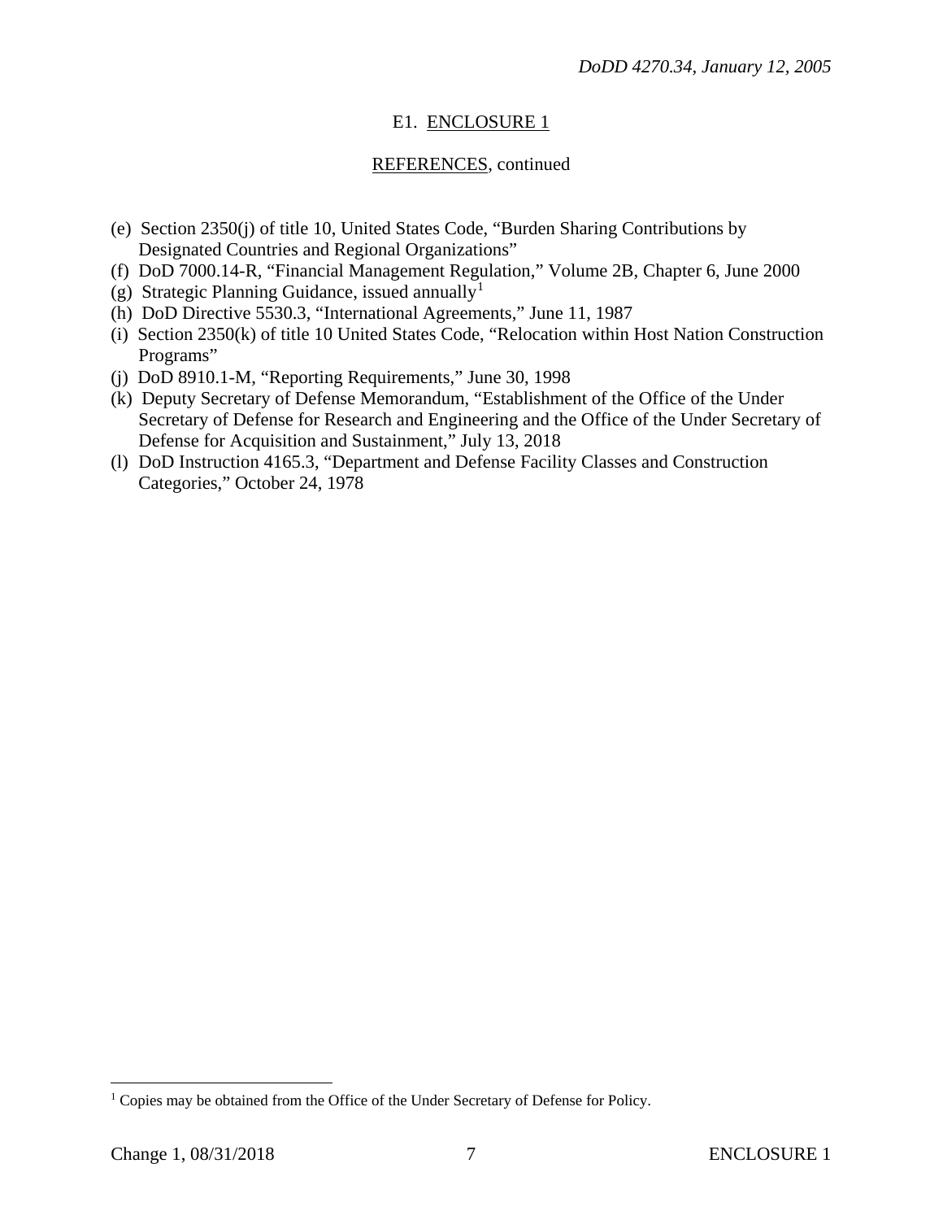E1. ENCLOSURE 1

REFERENCES, continued

(e) Section 2350(j) of title 10, United States Code, "Burden Sharing Contributions by Designated Countries and Regional Organizations"
(f) DoD 7000.14-R, "Financial Management Regulation," Volume 2B, Chapter 6, June 2000
(g) Strategic Planning Guidance, issued annually[1]
(h) DoD Directive 5530.3, "International Agreements," June 11, 1987
(i) Section 2350(k) of title 10 United States Code, "Relocation within Host Nation Construction Programs"
(j) DoD 8910.1-M, "Reporting Requirements," June 30, 1998
(k) Deputy Secretary of Defense Memorandum, "Establishment of the Office of the Under Secretary of Defense for Research and Engineering and the Office of the Under Secretary of Defense for Acquisition and Sustainment," July 13, 2018
(l) DoD Instruction 4165.3, "Department and Defense Facility Classes and Construction Categories," October 24, 1978

[1] Copies may be obtained from the Office of the Under Secretary of Defense for Policy.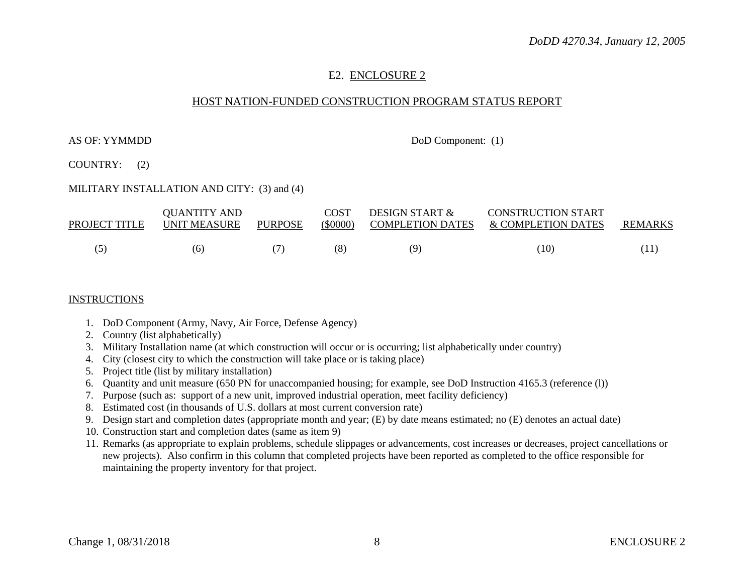## E2. ENCLOSURE 2

## HOST NATION-FUNDED CONSTRUCTION PROGRAM STATUS REPORT

AS OF: YYMMDD DoD Component: (1)

COUNTRY: (2)

MILITARY INSTALLATION AND CITY: (3) and (4)

| PROJECT TITLE | QUANTITY AND UNIT MEASURE | PURPOSE | COST ($0000) | DESIGN START & COMPLETION DATES | CONSTRUCTION START & COMPLETION DATES | REMARKS |
|---|---|---|---|---|---|---|
| (5) | (6) | (7) | (8) | (9) | (10) | (11) |

INSTRUCTIONS

1. DoD Component (Army, Navy, Air Force, Defense Agency)
2. Country (list alphabetically)
3. Military Installation name (at which construction will occur or is occurring; list alphabetically under country)
4. City (closest city to which the construction will take place or is taking place)
5. Project title (list by military installation)
6. Quantity and unit measure (650 PN for unaccompanied housing; for example, see DoD Instruction 4165.3 (reference (l))
7. Purpose (such as: support of a new unit, improved industrial operation, meet facility deficiency)
8. Estimated cost (in thousands of U.S. dollars at most current conversion rate)
9. Design start and completion dates (appropriate month and year; (E) by date means estimated; no (E) denotes an actual date)
10. Construction start and completion dates (same as item 9)
11. Remarks (as appropriate to explain problems, schedule slippages or advancements, cost increases or decreases, project cancellations or new projects). Also confirm in this column that completed projects have been reported as completed to the office responsible for maintaining the property inventory for that project.